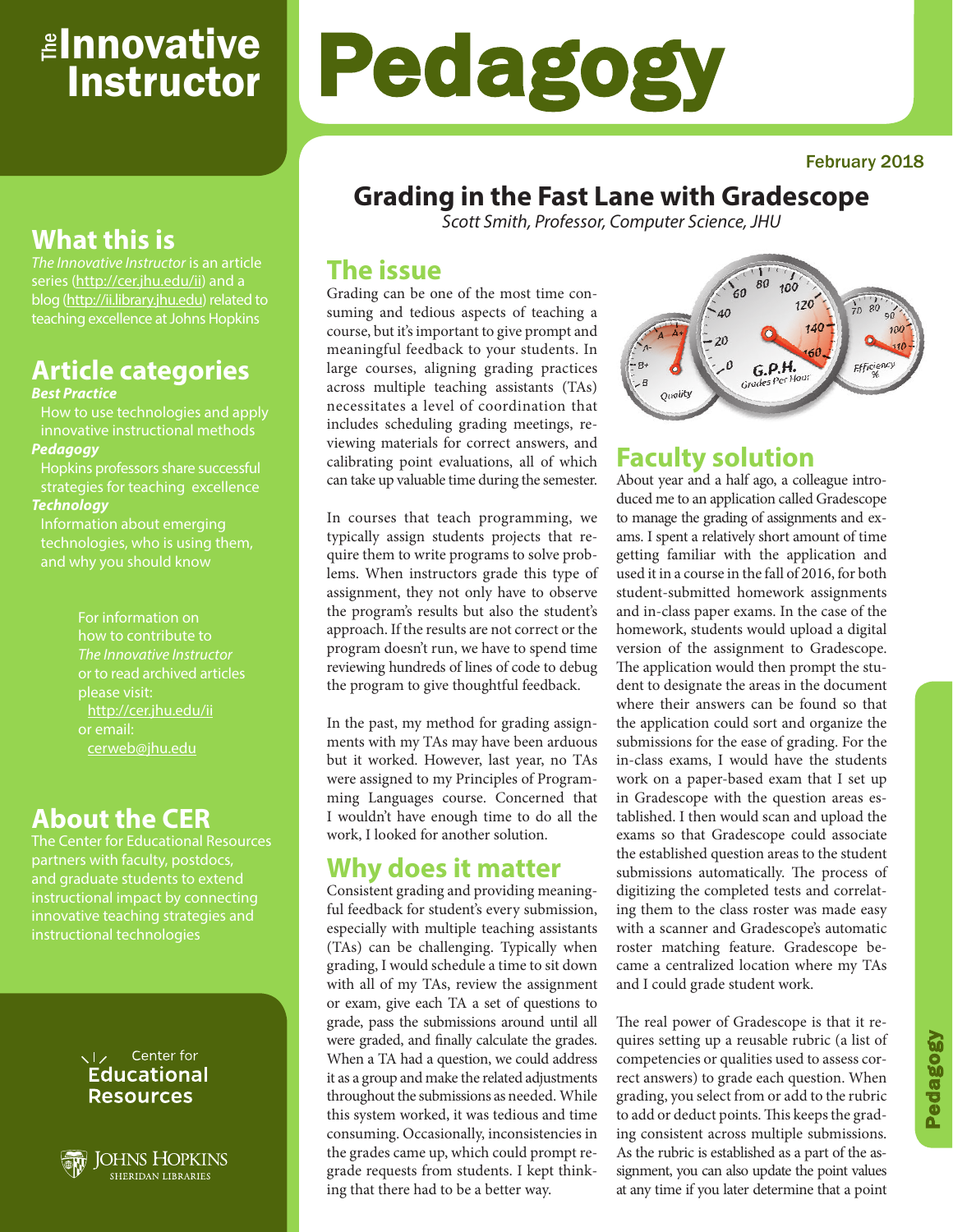# The Innovative Instructor

# Pedagogy

February 2018

## What this is

*The Innovative Instructor* is an article series (http://cer.jhu.edu/ii) and a blog (http://ii.library.jhu.edu) related to teaching excellence at Johns Hopkins

## Article categories

***Best Practice***
How to use technologies and apply innovative instructional methods

***Pedagogy***
Hopkins professors share successful strategies for teaching excellence

***Technology***
Information about emerging technologies, who is using them, and why you should know

For information on how to contribute to *The Innovative Instructor* or to read archived articles please visit: http://cer.jhu.edu/ii or email: cerweb@jhu.edu

## About the CER

The Center for Educational Resources partners with faculty, postdocs, and graduate students to extend instructional impact by connecting innovative teaching strategies and instructional technologies

Center for Educational Resources

Johns Hopkins Sheridan Libraries

# Grading in the Fast Lane with Gradescope

*Scott Smith, Professor, Computer Science, JHU*

## The issue

Grading can be one of the most time consuming and tedious aspects of teaching a course, but it's important to give prompt and meaningful feedback to your students. In large courses, aligning grading practices across multiple teaching assistants (TAs) necessitates a level of coordination that includes scheduling grading meetings, reviewing materials for correct answers, and calibrating point evaluations, all of which can take up valuable time during the semester.

In courses that teach programming, we typically assign students projects that require them to write programs to solve problems. When instructors grade this type of assignment, they not only have to observe the program's results but also the student's approach. If the results are not correct or the program doesn't run, we have to spend time reviewing hundreds of lines of code to debug the program to give thoughtful feedback.

In the past, my method for grading assignments with my TAs may have been arduous but it worked. However, last year, no TAs were assigned to my Principles of Programming Languages course. Concerned that I wouldn't have enough time to do all the work, I looked for another solution.

## Why does it matter

Consistent grading and providing meaningful feedback for student's every submission, especially with multiple teaching assistants (TAs) can be challenging. Typically when grading, I would schedule a time to sit down with all of my TAs, review the assignment or exam, give each TA a set of questions to grade, pass the submissions around until all were graded, and finally calculate the grades. When a TA had a question, we could address it as a group and make the related adjustments throughout the submissions as needed. While this system worked, it was tedious and time consuming. Occasionally, inconsistencies in the grades came up, which could prompt regrade requests from students. I kept thinking that there had to be a better way.

## Faculty solution

About year and a half ago, a colleague introduced me to an application called Gradescope to manage the grading of assignments and exams. I spent a relatively short amount of time getting familiar with the application and used it in a course in the fall of 2016, for both student-submitted homework assignments and in-class paper exams. In the case of the homework, students would upload a digital version of the assignment to Gradescope. The application would then prompt the student to designate the areas in the document where their answers can be found so that the application could sort and organize the submissions for the ease of grading. For the in-class exams, I would have the students work on a paper-based exam that I set up in Gradescope with the question areas established. I then would scan and upload the exams so that Gradescope could associate the established question areas to the student submissions automatically. The process of digitizing the completed tests and correlating them to the class roster was made easy with a scanner and Gradescope's automatic roster matching feature. Gradescope became a centralized location where my TAs and I could grade student work.

The real power of Gradescope is that it requires setting up a reusable rubric (a list of competencies or qualities used to assess correct answers) to grade each question. When grading, you select from or add to the rubric to add or deduct points. This keeps the grading consistent across multiple submissions. As the rubric is established as a part of the assignment, you can also update the point values at any time if you later determine that a point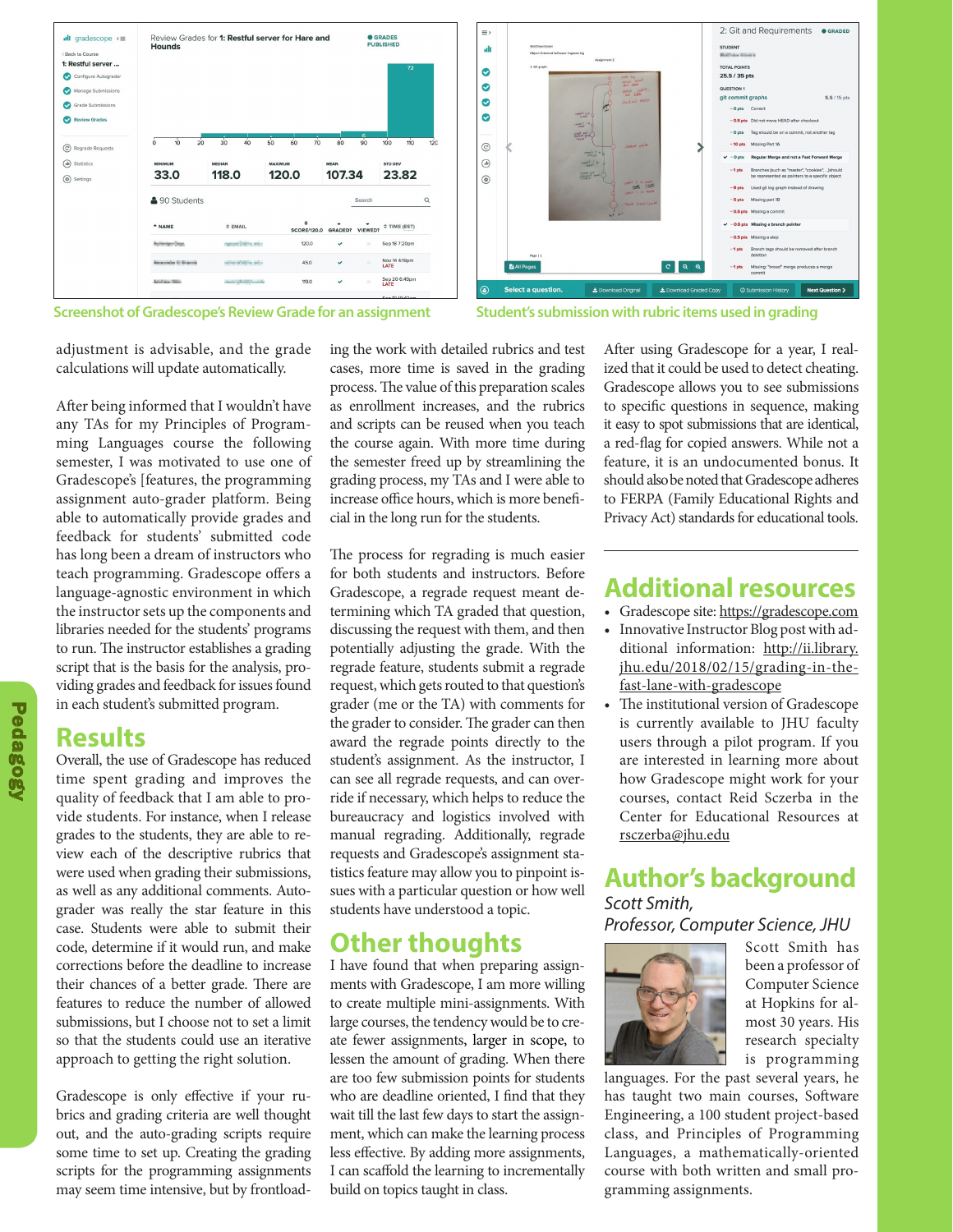Screenshot of Gradescope's Review Grade for an assignment

Student's submission with rubric items used in grading

adjustment is advisable, and the grade calculations will update automatically.

After being informed that I wouldn't have any TAs for my Principles of Programming Languages course the following semester, I was motivated to use one of Gradescope's [features, the programming assignment auto-grader platform. Being able to automatically provide grades and feedback for students' submitted code has long been a dream of instructors who teach programming. Gradescope offers a language-agnostic environment in which the instructor sets up the components and libraries needed for the students' programs to run. The instructor establishes a grading script that is the basis for the analysis, providing grades and feedback for issues found in each student's submitted program.

## Results

Overall, the use of Gradescope has reduced time spent grading and improves the quality of feedback that I am able to provide students. For instance, when I release grades to the students, they are able to review each of the descriptive rubrics that were used when grading their submissions, as well as any additional comments. Autograder was really the star feature in this case. Students were able to submit their code, determine if it would run, and make corrections before the deadline to increase their chances of a better grade. There are features to reduce the number of allowed submissions, but I choose not to set a limit so that the students could use an iterative approach to getting the right solution.

Gradescope is only effective if your rubrics and grading criteria are well thought out, and the auto-grading scripts require some time to set up. Creating the grading scripts for the programming assignments may seem time intensive, but by frontloading the work with detailed rubrics and test cases, more time is saved in the grading process. The value of this preparation scales as enrollment increases, and the rubrics and scripts can be reused when you teach the course again. With more time during the semester freed up by streamlining the grading process, my TAs and I were able to increase office hours, which is more beneficial in the long run for the students.

The process for regrading is much easier for both students and instructors. Before Gradescope, a regrade request meant determining which TA graded that question, discussing the request with them, and then potentially adjusting the grade. With the regrade feature, students submit a regrade request, which gets routed to that question's grader (me or the TA) with comments for the grader to consider. The grader can then award the regrade points directly to the student's assignment. As the instructor, I can see all regrade requests, and can override if necessary, which helps to reduce the bureaucracy and logistics involved with manual regrading. Additionally, regrade requests and Gradescope's assignment statistics feature may allow you to pinpoint issues with a particular question or how well students have understood a topic.

## Other thoughts

I have found that when preparing assignments with Gradescope, I am more willing to create multiple mini-assignments. With large courses, the tendency would be to create fewer assignments, larger in scope, to lessen the amount of grading. When there are too few submission points for students who are deadline oriented, I find that they wait till the last few days to start the assignment, which can make the learning process less effective. By adding more assignments, I can scaffold the learning to incrementally build on topics taught in class.

After using Gradescope for a year, I realized that it could be used to detect cheating. Gradescope allows you to see submissions to specific questions in sequence, making it easy to spot submissions that are identical, a red-flag for copied answers. While not a feature, it is an undocumented bonus. It should also be noted that Gradescope adheres to FERPA (Family Educational Rights and Privacy Act) standards for educational tools.

## Additional resources

- Gradescope site: https://gradescope.com
- Innovative Instructor Blog post with additional information: http://ii.library.jhu.edu/2018/02/15/grading-in-the-fast-lane-with-gradescope
- The institutional version of Gradescope is currently available to JHU faculty users through a pilot program. If you are interested in learning more about how Gradescope might work for your courses, contact Reid Sczerba in the Center for Educational Resources at rsczerba@jhu.edu

## Author's background

*Scott Smith,*
*Professor, Computer Science, JHU*

Scott Smith has been a professor of Computer Science at Hopkins for almost 30 years. His research specialty is programming languages. For the past several years, he has taught two main courses, Software Engineering, a 100 student project-based class, and Principles of Programming Languages, a mathematically-oriented course with both written and small programming assignments.